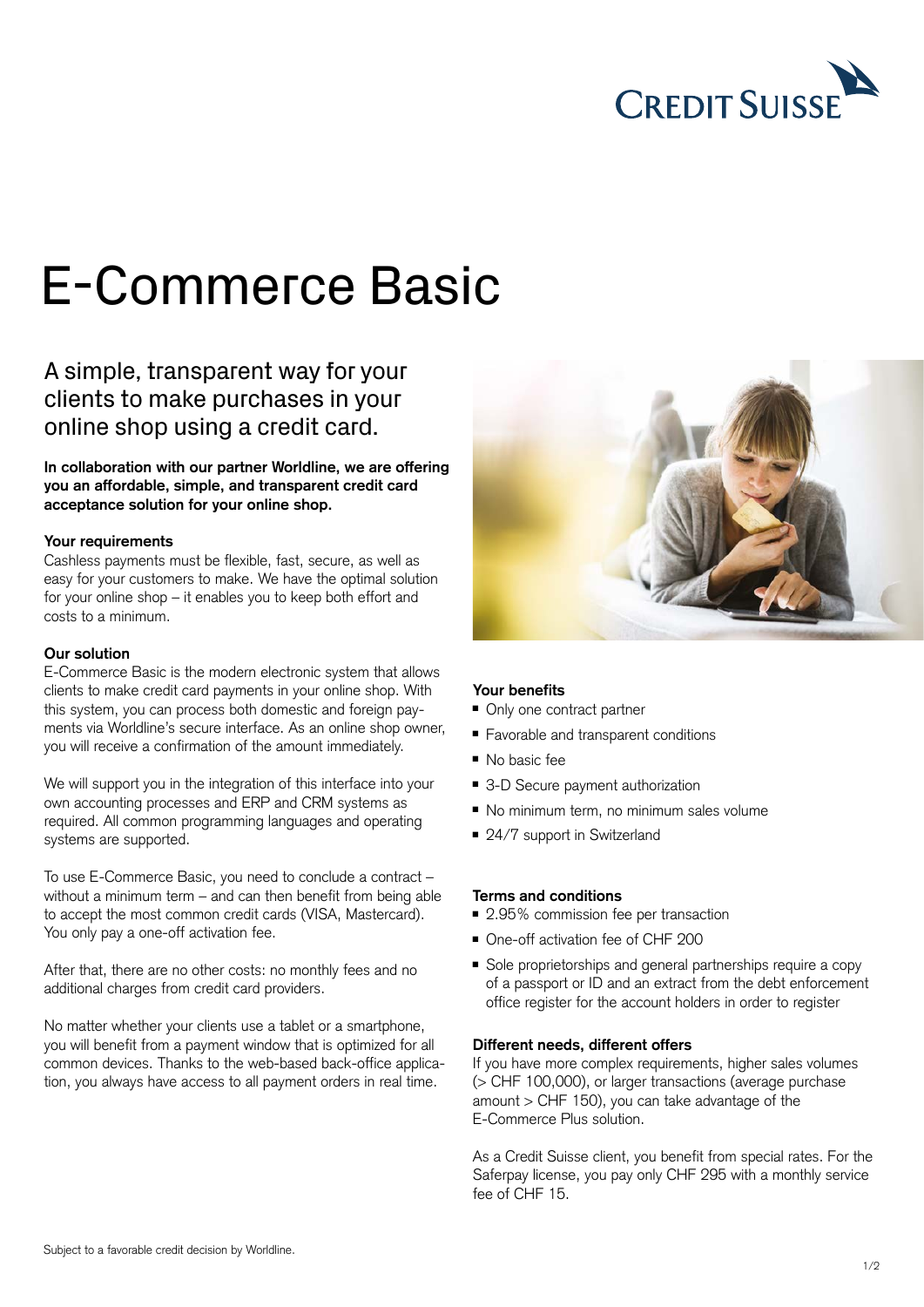# E-Commerce Basic

## A simple, transparent way for your clients to make purchases in your online shop using a credit card.

**In collaboration with our partner Worldline, we are offering you an affordable, simple, and transparent credit card acceptance solution for your online shop.**

**Your requirements**

Cashless payments must be flexible, fast, secure, as well as easy for your customers to make. We have the optimal solution for your online shop – it enables you to keep both effort and costs to a minimum.

**Our solution**

E-Commerce Basic is the modern electronic system that allows clients to make credit card payments in your online shop. With this system, you can process both domestic and foreign payments via Worldline's secure interface. As an online shop owner, you will receive a confirmation of the amount immediately.

We will support you in the integration of this interface into your own accounting processes and ERP and CRM systems as required. All common programming languages and operating systems are supported.

To use E-Commerce Basic, you need to conclude a contract – without a minimum term – and can then benefit from being able to accept the most common credit cards (VISA, Mastercard). You only pay a one-off activation fee.

After that, there are no other costs: no monthly fees and no additional charges from credit card providers.

No matter whether your clients use a tablet or a smartphone, you will benefit from a payment window that is optimized for all common devices. Thanks to the web-based back-office application, you always have access to all payment orders in real time.

**Your benefits**

- Only one contract partner
- Favorable and transparent conditions
- No basic fee
- 3-D Secure payment authorization
- No minimum term, no minimum sales volume
- 24/7 support in Switzerland

**Terms and conditions**

- 2.95% commission fee per transaction
- One-off activation fee of CHF 200
- Sole proprietorships and general partnerships require a copy of a passport or ID and an extract from the debt enforcement office register for the account holders in order to register

**Different needs, different offers**

If you have more complex requirements, higher sales volumes (> CHF 100,000), or larger transactions (average purchase amount > CHF 150), you can take advantage of the E-Commerce Plus solution.

As a Credit Suisse client, you benefit from special rates. For the Saferpay license, you pay only CHF 295 with a monthly service fee of CHF 15.

Subject to a favorable credit decision by Worldline.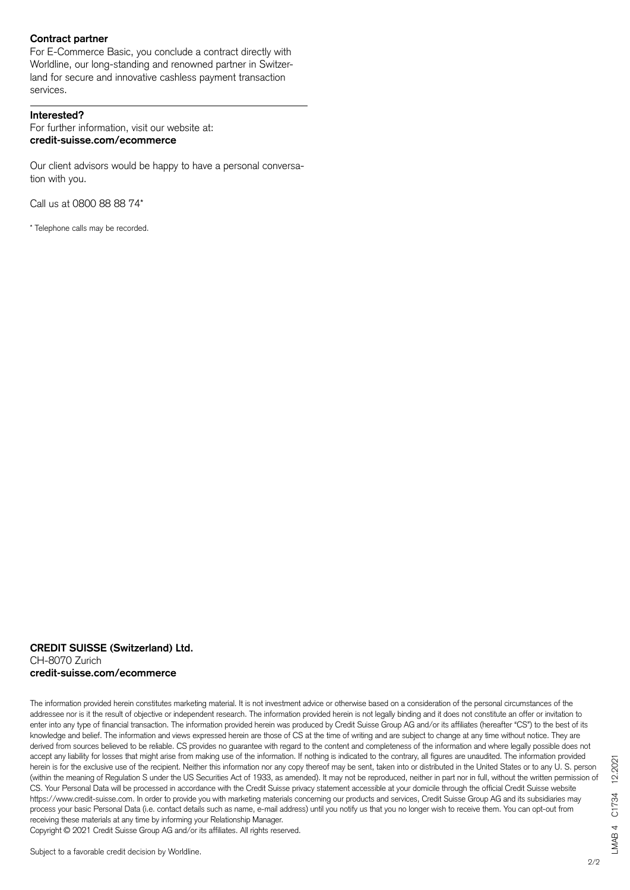### Contract partner

For E-Commerce Basic, you conclude a contract directly with Worldline, our long-standing and renowned partner in Switzerland for secure and innovative cashless payment transaction services.

### Interested?

For further information, visit our website at:
**credit-suisse.com/ecommerce**

Our client advisors would be happy to have a personal conversation with you.

Call us at 0800 88 88 74*

* Telephone calls may be recorded.

**CREDIT SUISSE (Switzerland) Ltd.**
CH-8070 Zurich
**credit-suisse.com/ecommerce**

The information provided herein constitutes marketing material. It is not investment advice or otherwise based on a consideration of the personal circumstances of the addressee nor is it the result of objective or independent research. The information provided herein is not legally binding and it does not constitute an offer or invitation to enter into any type of financial transaction. The information provided herein was produced by Credit Suisse Group AG and/or its affiliates (hereafter "CS") to the best of its knowledge and belief. The information and views expressed herein are those of CS at the time of writing and are subject to change at any time without notice. They are derived from sources believed to be reliable. CS provides no guarantee with regard to the content and completeness of the information and where legally possible does not accept any liability for losses that might arise from making use of the information. If nothing is indicated to the contrary, all figures are unaudited. The information provided herein is for the exclusive use of the recipient. Neither this information nor any copy thereof may be sent, taken into or distributed in the United States or to any U. S. person (within the meaning of Regulation S under the US Securities Act of 1933, as amended). It may not be reproduced, neither in part nor in full, without the written permission of CS. Your Personal Data will be processed in accordance with the Credit Suisse privacy statement accessible at your domicile through the official Credit Suisse website https://www.credit-suisse.com. In order to provide you with marketing materials concerning our products and services, Credit Suisse Group AG and its subsidiaries may process your basic Personal Data (i.e. contact details such as name, e-mail address) until you notify us that you no longer wish to receive them. You can opt-out from receiving these materials at any time by informing your Relationship Manager.
Copyright © 2021 Credit Suisse Group AG and/or its affiliates. All rights reserved.

Subject to a favorable credit decision by Worldline.

LMAB 4 C1734 12.2021